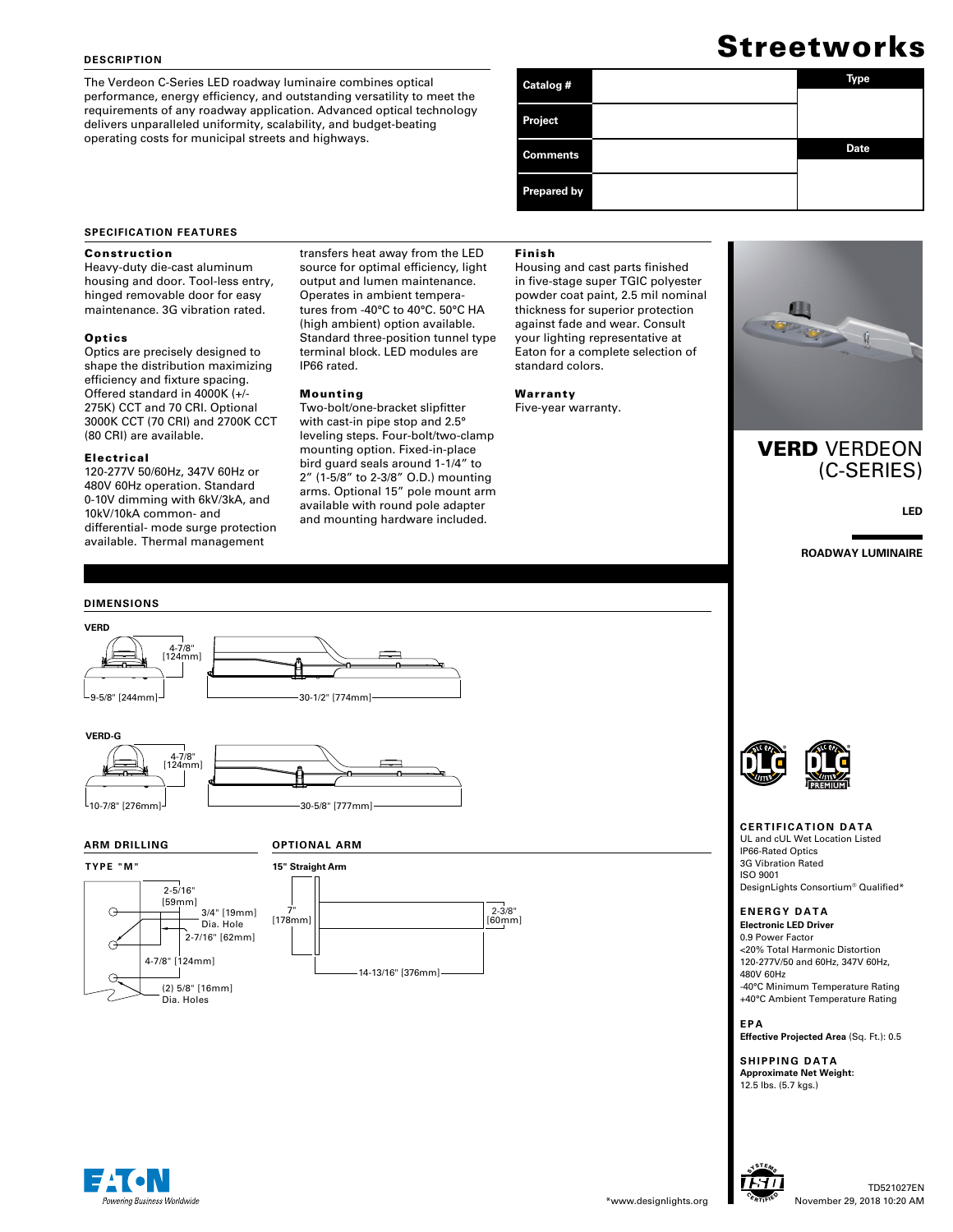# Streetworks

## DESCRIPTION

The Verdeon C-Series LED roadway luminaire combines optical performance, energy efficiency, and outstanding versatility to meet the requirements of any roadway application. Advanced optical technology delivers unparalleled uniformity, scalability, and budget-beating operating costs for municipal streets and highways.

| Catalog # | | Type |
|---|---|---|
| Project | | |
| Comments | | Date |
| Prepared by | | |

## SPECIFICATION FEATURES

### Construction

Heavy-duty die-cast aluminum housing and door. Tool-less entry, hinged removable door for easy maintenance. 3G vibration rated.

### Optics

Optics are precisely designed to shape the distribution maximizing efficiency and fixture spacing. Offered standard in 4000K (+/- 275K) CCT and 70 CRI. Optional 3000K CCT (70 CRI) and 2700K CCT (80 CRI) are available.

### Electrical

120-277V 50/60Hz, 347V 60Hz or 480V 60Hz operation. Standard 0-10V dimming with 6kV/3kA, and 10kV/10kA common- and differential- mode surge protection available. Thermal management transfers heat away from the LED source for optimal efficiency, light output and lumen maintenance. Operates in ambient temperatures from -40°C to 40°C. 50°C HA (high ambient) option available. Standard three-position tunnel type terminal block. LED modules are IP66 rated.

### Mounting

Two-bolt/one-bracket slipfitter with cast-in pipe stop and 2.5° leveling steps. Four-bolt/two-clamp mounting option. Fixed-in-place bird guard seals around 1-1/4" to 2" (1-5/8" to 2-3/8" O.D.) mounting arms. Optional 15" pole mount arm available with round pole adapter and mounting hardware included.

### Finish

Housing and cast parts finished in five-stage super TGIC polyester powder coat paint, 2.5 mil nominal thickness for superior protection against fade and wear. Consult your lighting representative at Eaton for a complete selection of standard colors.

### Warranty

Five-year warranty.

**VERD** VERDEON (C-SERIES)

LED

ROADWAY LUMINAIRE

## DIMENSIONS

**VERD**

4-7/8" [124mm]

9-5/8" [244mm]

30-1/2" [774mm]

**VERD-G**

4-7/8" [124mm]

10-7/8" [276mm]

30-5/8" [777mm]

## ARM DRILLING

**TYPE "M"**

2-5/16" [59mm]

3/4" [19mm] Dia. Hole

2-7/16" [62mm]

4-7/8" [124mm]

(2) 5/8" [16mm] Dia. Holes

## OPTIONAL ARM

**15" Straight Arm**

7" [178mm]

2-3/8" [60mm]

14-13/16" [376mm]

## CERTIFICATION DATA

UL and cUL Wet Location Listed
IP66-Rated Optics
3G Vibration Rated
ISO 9001
DesignLights Consortium® Qualified*

## ENERGY DATA

**Electronic LED Driver**
0.9 Power Factor
<20% Total Harmonic Distortion
120-277V/50 and 60Hz, 347V 60Hz, 480V 60Hz
-40°C Minimum Temperature Rating
+40°C Ambient Temperature Rating

## EPA

**Effective Projected Area** (Sq. Ft.): 0.5

## SHIPPING DATA

**Approximate Net Weight:**
12.5 lbs. (5.7 kgs.)

*www.designlights.org

TD521027EN
November 29, 2018 10:20 AM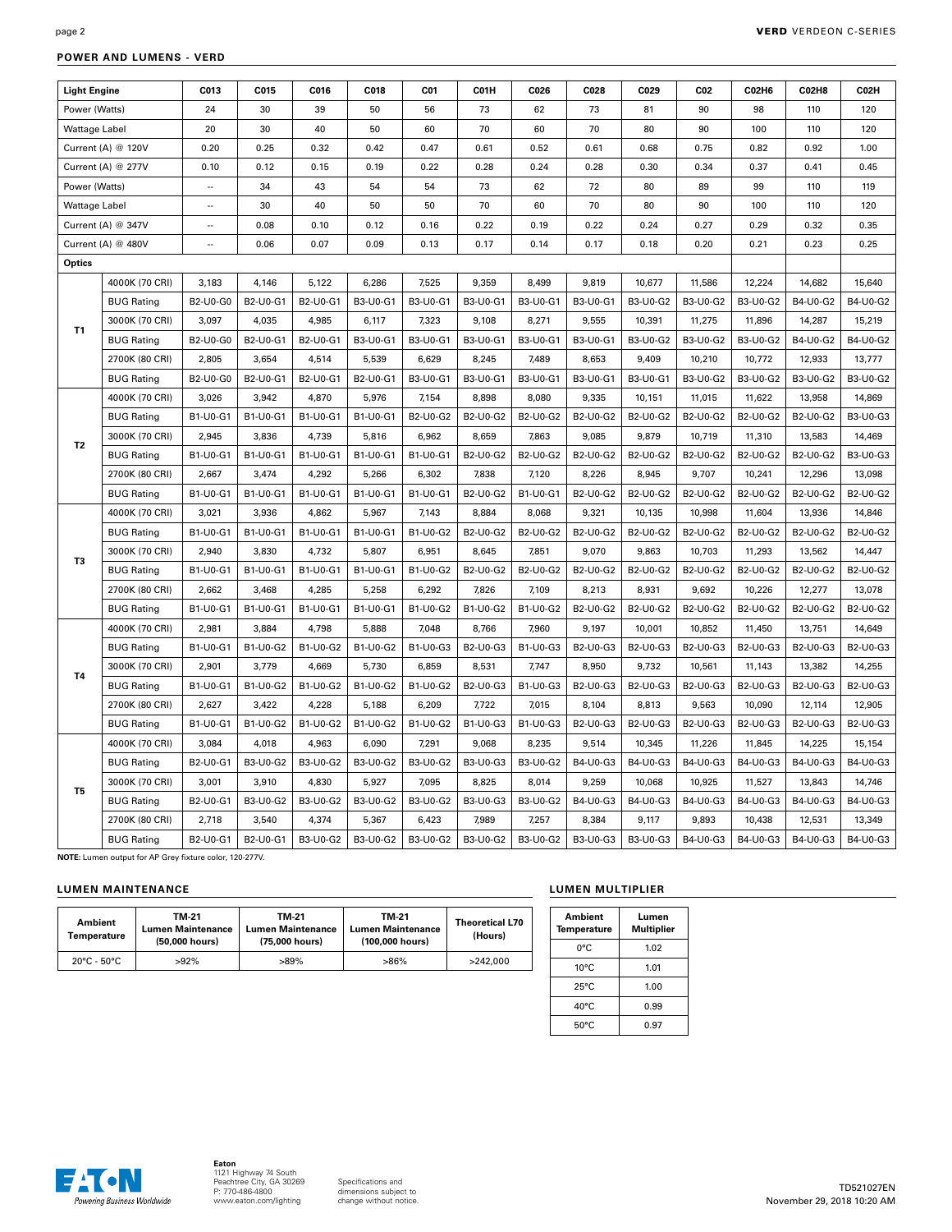## POWER AND LUMENS - VERD

| Light Engine | | C013 | C015 | C016 | C018 | C01 | C01H | C026 | C028 | C029 | C02 | C02H6 | C02H8 | C02H |
|---|---|---|---|---|---|---|---|---|---|---|---|---|---|---|
| Power (Watts) | | 24 | 30 | 39 | 50 | 56 | 73 | 62 | 73 | 81 | 90 | 98 | 110 | 120 |
| Wattage Label | | 20 | 30 | 40 | 50 | 60 | 70 | 60 | 70 | 80 | 90 | 100 | 110 | 120 |
| Current (A) @ 120V | | 0.20 | 0.25 | 0.32 | 0.42 | 0.47 | 0.61 | 0.52 | 0.61 | 0.68 | 0.75 | 0.82 | 0.92 | 1.00 |
| Current (A) @ 277V | | 0.10 | 0.12 | 0.15 | 0.19 | 0.22 | 0.28 | 0.24 | 0.28 | 0.30 | 0.34 | 0.37 | 0.41 | 0.45 |
| Power (Watts) | | -- | 34 | 43 | 54 | 54 | 73 | 62 | 72 | 80 | 89 | 99 | 110 | 119 |
| Wattage Label | | -- | 30 | 40 | 50 | 50 | 70 | 60 | 70 | 80 | 90 | 100 | 110 | 120 |
| Current (A) @ 347V | | -- | 0.08 | 0.10 | 0.12 | 0.16 | 0.22 | 0.19 | 0.22 | 0.24 | 0.27 | 0.29 | 0.32 | 0.35 |
| Current (A) @ 480V | | -- | 0.06 | 0.07 | 0.09 | 0.13 | 0.17 | 0.14 | 0.17 | 0.18 | 0.20 | 0.21 | 0.23 | 0.25 |
| **Optics** | | | | | | | | | | | | | | |
| T1 | 4000K (70 CRI) | 3,183 | 4,146 | 5,122 | 6,286 | 7,525 | 9,359 | 8,499 | 9,819 | 10,677 | 11,586 | 12,224 | 14,682 | 15,640 |
| | BUG Rating | B2-U0-G0 | B2-U0-G1 | B2-U0-G1 | B3-U0-G1 | B3-U0-G1 | B3-U0-G1 | B3-U0-G1 | B3-U0-G1 | B3-U0-G2 | B3-U0-G2 | B3-U0-G2 | B4-U0-G2 | B4-U0-G2 |
| | 3000K (70 CRI) | 3,097 | 4,035 | 4,985 | 6,117 | 7,323 | 9,108 | 8,271 | 9,555 | 10,391 | 11,275 | 11,896 | 14,287 | 15,219 |
| | BUG Rating | B2-U0-G0 | B2-U0-G1 | B2-U0-G1 | B3-U0-G1 | B3-U0-G1 | B3-U0-G1 | B3-U0-G1 | B3-U0-G1 | B3-U0-G2 | B3-U0-G2 | B3-U0-G2 | B4-U0-G2 | B4-U0-G2 |
| | 2700K (80 CRI) | 2,805 | 3,654 | 4,514 | 5,539 | 6,629 | 8,245 | 7,489 | 8,653 | 9,409 | 10,210 | 10,772 | 12,933 | 13,777 |
| | BUG Rating | B2-U0-G0 | B2-U0-G1 | B2-U0-G1 | B2-U0-G1 | B3-U0-G1 | B3-U0-G1 | B3-U0-G1 | B3-U0-G1 | B3-U0-G1 | B3-U0-G2 | B3-U0-G2 | B3-U0-G2 | B3-U0-G2 |
| T2 | 4000K (70 CRI) | 3,026 | 3,942 | 4,870 | 5,976 | 7,154 | 8,898 | 8,080 | 9,335 | 10,151 | 11,015 | 11,622 | 13,958 | 14,869 |
| | BUG Rating | B1-U0-G1 | B1-U0-G1 | B1-U0-G1 | B1-U0-G1 | B2-U0-G2 | B2-U0-G2 | B2-U0-G2 | B2-U0-G2 | B2-U0-G2 | B2-U0-G2 | B2-U0-G2 | B2-U0-G2 | B3-U0-G3 |
| | 3000K (70 CRI) | 2,945 | 3,836 | 4,739 | 5,816 | 6,962 | 8,659 | 7,863 | 9,085 | 9,879 | 10,719 | 11,310 | 13,583 | 14,469 |
| | BUG Rating | B1-U0-G1 | B1-U0-G1 | B1-U0-G1 | B1-U0-G1 | B1-U0-G1 | B2-U0-G2 | B2-U0-G2 | B2-U0-G2 | B2-U0-G2 | B2-U0-G2 | B2-U0-G2 | B2-U0-G2 | B3-U0-G3 |
| | 2700K (80 CRI) | 2,667 | 3,474 | 4,292 | 5,266 | 6,302 | 7,838 | 7,120 | 8,226 | 8,945 | 9,707 | 10,241 | 12,296 | 13,098 |
| | BUG Rating | B1-U0-G1 | B1-U0-G1 | B1-U0-G1 | B1-U0-G1 | B1-U0-G1 | B2-U0-G2 | B1-U0-G1 | B2-U0-G2 | B2-U0-G2 | B2-U0-G2 | B2-U0-G2 | B2-U0-G2 | B2-U0-G2 |
| T3 | 4000K (70 CRI) | 3,021 | 3,936 | 4,862 | 5,967 | 7,143 | 8,884 | 8,068 | 9,321 | 10,135 | 10,998 | 11,604 | 13,936 | 14,846 |
| | BUG Rating | B1-U0-G1 | B1-U0-G1 | B1-U0-G1 | B1-U0-G1 | B1-U0-G2 | B2-U0-G2 | B2-U0-G2 | B2-U0-G2 | B2-U0-G2 | B2-U0-G2 | B2-U0-G2 | B2-U0-G2 | B2-U0-G2 |
| | 3000K (70 CRI) | 2,940 | 3,830 | 4,732 | 5,807 | 6,951 | 8,645 | 7,851 | 9,070 | 9,863 | 10,703 | 11,293 | 13,562 | 14,447 |
| | BUG Rating | B1-U0-G1 | B1-U0-G1 | B1-U0-G1 | B1-U0-G1 | B1-U0-G2 | B2-U0-G2 | B2-U0-G2 | B2-U0-G2 | B2-U0-G2 | B2-U0-G2 | B2-U0-G2 | B2-U0-G2 | B2-U0-G2 |
| | 2700K (80 CRI) | 2,662 | 3,468 | 4,285 | 5,258 | 6,292 | 7,826 | 7,109 | 8,213 | 8,931 | 9,692 | 10,226 | 12,277 | 13,078 |
| | BUG Rating | B1-U0-G1 | B1-U0-G1 | B1-U0-G1 | B1-U0-G1 | B1-U0-G2 | B1-U0-G2 | B1-U0-G2 | B2-U0-G2 | B2-U0-G2 | B2-U0-G2 | B2-U0-G2 | B2-U0-G2 | B2-U0-G2 |
| T4 | 4000K (70 CRI) | 2,981 | 3,884 | 4,798 | 5,888 | 7,048 | 8,766 | 7,960 | 9,197 | 10,001 | 10,852 | 11,450 | 13,751 | 14,649 |
| | BUG Rating | B1-U0-G1 | B1-U0-G2 | B1-U0-G2 | B1-U0-G2 | B1-U0-G3 | B2-U0-G3 | B1-U0-G3 | B2-U0-G3 | B2-U0-G3 | B2-U0-G3 | B2-U0-G3 | B2-U0-G3 | B2-U0-G3 |
| | 3000K (70 CRI) | 2,901 | 3,779 | 4,669 | 5,730 | 6,859 | 8,531 | 7,747 | 8,950 | 9,732 | 10,561 | 11,143 | 13,382 | 14,255 |
| | BUG Rating | B1-U0-G1 | B1-U0-G2 | B1-U0-G2 | B1-U0-G2 | B1-U0-G2 | B2-U0-G3 | B1-U0-G3 | B2-U0-G3 | B2-U0-G3 | B2-U0-G3 | B2-U0-G3 | B2-U0-G3 | B2-U0-G3 |
| | 2700K (80 CRI) | 2,627 | 3,422 | 4,228 | 5,188 | 6,209 | 7,722 | 7,015 | 8,104 | 8,813 | 9,563 | 10,090 | 12,114 | 12,905 |
| | BUG Rating | B1-U0-G1 | B1-U0-G2 | B1-U0-G2 | B1-U0-G2 | B1-U0-G2 | B1-U0-G3 | B1-U0-G3 | B2-U0-G3 | B2-U0-G3 | B2-U0-G3 | B2-U0-G3 | B2-U0-G3 | B2-U0-G3 |
| T5 | 4000K (70 CRI) | 3,084 | 4,018 | 4,963 | 6,090 | 7,291 | 9,068 | 8,235 | 9,514 | 10,345 | 11,226 | 11,845 | 14,225 | 15,154 |
| | BUG Rating | B2-U0-G1 | B3-U0-G2 | B3-U0-G2 | B3-U0-G2 | B3-U0-G2 | B3-U0-G3 | B3-U0-G2 | B4-U0-G3 | B4-U0-G3 | B4-U0-G3 | B4-U0-G3 | B4-U0-G3 | B4-U0-G3 |
| | 3000K (70 CRI) | 3,001 | 3,910 | 4,830 | 5,927 | 7,095 | 8,825 | 8,014 | 9,259 | 10,068 | 10,925 | 11,527 | 13,843 | 14,746 |
| | BUG Rating | B2-U0-G1 | B3-U0-G2 | B3-U0-G2 | B3-U0-G2 | B3-U0-G2 | B3-U0-G3 | B3-U0-G2 | B4-U0-G3 | B4-U0-G3 | B4-U0-G3 | B4-U0-G3 | B4-U0-G3 | B4-U0-G3 |
| | 2700K (80 CRI) | 2,718 | 3,540 | 4,374 | 5,367 | 6,423 | 7,989 | 7,257 | 8,384 | 9,117 | 9,893 | 10,438 | 12,531 | 13,349 |
| | BUG Rating | B2-U0-G1 | B2-U0-G1 | B3-U0-G2 | B3-U0-G2 | B3-U0-G2 | B3-U0-G2 | B3-U0-G2 | B3-U0-G3 | B3-U0-G3 | B4-U0-G3 | B4-U0-G3 | B4-U0-G3 | B4-U0-G3 |

**NOTE:** Lumen output for AP Grey fixture color, 120-277V.

## LUMEN MAINTENANCE

| Ambient Temperature | TM-21 Lumen Maintenance (50,000 hours) | TM-21 Lumen Maintenance (75,000 hours) | TM-21 Lumen Maintenance (100,000 hours) | Theoretical L70 (Hours) |
|---|---|---|---|---|
| 20°C - 50°C | >92% | >89% | >86% | >242,000 |

## LUMEN MULTIPLIER

| Ambient Temperature | Lumen Multiplier |
|---|---|
| 0°C | 1.02 |
| 10°C | 1.01 |
| 25°C | 1.00 |
| 40°C | 0.99 |
| 50°C | 0.97 |

Eaton
1121 Highway 74 South
Peachtree City, GA 30269
P: 770-486-4800
www.eaton.com/lighting

Specifications and dimensions subject to change without notice.

TD521027EN
November 29, 2018 10:20 AM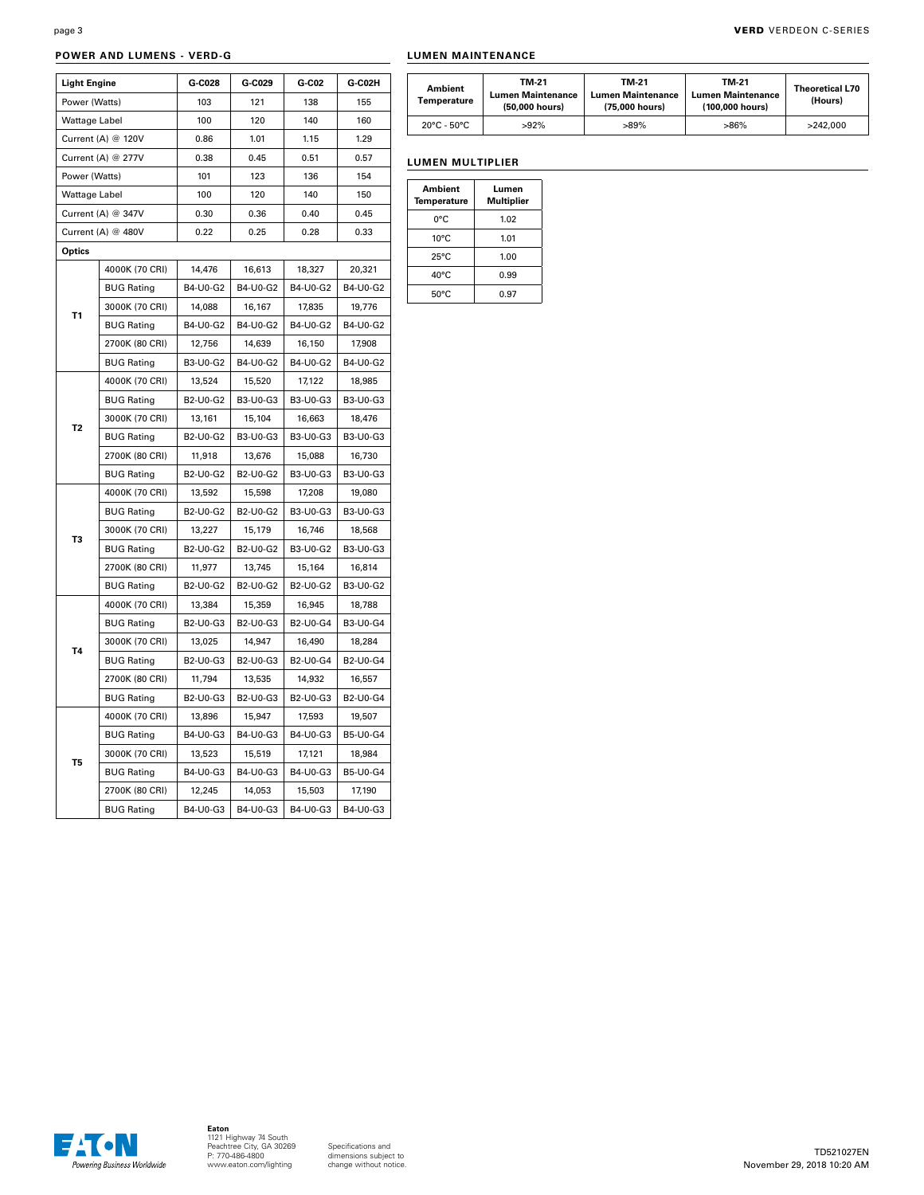## POWER AND LUMENS - VERD-G

| Light Engine | | G-C028 | G-C029 | G-C02 | G-C02H |
|---|---|---|---|---|---|
| Power (Watts) | | 103 | 121 | 138 | 155 |
| Wattage Label | | 100 | 120 | 140 | 160 |
| Current (A) @ 120V | | 0.86 | 1.01 | 1.15 | 1.29 |
| Current (A) @ 277V | | 0.38 | 0.45 | 0.51 | 0.57 |
| Power (Watts) | | 101 | 123 | 136 | 154 |
| Wattage Label | | 100 | 120 | 140 | 150 |
| Current (A) @ 347V | | 0.30 | 0.36 | 0.40 | 0.45 |
| Current (A) @ 480V | | 0.22 | 0.25 | 0.28 | 0.33 |
| **Optics** | | | | | |
| T1 | 4000K (70 CRI) | 14,476 | 16,613 | 18,327 | 20,321 |
| | BUG Rating | B4-U0-G2 | B4-U0-G2 | B4-U0-G2 | B4-U0-G2 |
| | 3000K (70 CRI) | 14,088 | 16,167 | 17,835 | 19,776 |
| | BUG Rating | B4-U0-G2 | B4-U0-G2 | B4-U0-G2 | B4-U0-G2 |
| | 2700K (80 CRI) | 12,756 | 14,639 | 16,150 | 17,908 |
| | BUG Rating | B3-U0-G2 | B4-U0-G2 | B4-U0-G2 | B4-U0-G2 |
| T2 | 4000K (70 CRI) | 13,524 | 15,520 | 17,122 | 18,985 |
| | BUG Rating | B2-U0-G2 | B3-U0-G3 | B3-U0-G3 | B3-U0-G3 |
| | 3000K (70 CRI) | 13,161 | 15,104 | 16,663 | 18,476 |
| | BUG Rating | B2-U0-G2 | B3-U0-G3 | B3-U0-G3 | B3-U0-G3 |
| | 2700K (80 CRI) | 11,918 | 13,676 | 15,088 | 16,730 |
| | BUG Rating | B2-U0-G2 | B2-U0-G2 | B3-U0-G3 | B3-U0-G3 |
| T3 | 4000K (70 CRI) | 13,592 | 15,598 | 17,208 | 19,080 |
| | BUG Rating | B2-U0-G2 | B2-U0-G2 | B3-U0-G3 | B3-U0-G3 |
| | 3000K (70 CRI) | 13,227 | 15,179 | 16,746 | 18,568 |
| | BUG Rating | B2-U0-G2 | B2-U0-G2 | B3-U0-G2 | B3-U0-G3 |
| | 2700K (80 CRI) | 11,977 | 13,745 | 15,164 | 16,814 |
| | BUG Rating | B2-U0-G2 | B2-U0-G2 | B2-U0-G2 | B3-U0-G2 |
| T4 | 4000K (70 CRI) | 13,384 | 15,359 | 16,945 | 18,788 |
| | BUG Rating | B2-U0-G3 | B2-U0-G3 | B2-U0-G4 | B3-U0-G4 |
| | 3000K (70 CRI) | 13,025 | 14,947 | 16,490 | 18,284 |
| | BUG Rating | B2-U0-G3 | B2-U0-G3 | B2-U0-G4 | B2-U0-G4 |
| | 2700K (80 CRI) | 11,794 | 13,535 | 14,932 | 16,557 |
| | BUG Rating | B2-U0-G3 | B2-U0-G3 | B2-U0-G3 | B2-U0-G4 |
| T5 | 4000K (70 CRI) | 13,896 | 15,947 | 17,593 | 19,507 |
| | BUG Rating | B4-U0-G3 | B4-U0-G3 | B4-U0-G3 | B5-U0-G4 |
| | 3000K (70 CRI) | 13,523 | 15,519 | 17,121 | 18,984 |
| | BUG Rating | B4-U0-G3 | B4-U0-G3 | B4-U0-G3 | B5-U0-G4 |
| | 2700K (80 CRI) | 12,245 | 14,053 | 15,503 | 17,190 |
| | BUG Rating | B4-U0-G3 | B4-U0-G3 | B4-U0-G3 | B4-U0-G3 |

## LUMEN MAINTENANCE

| Ambient Temperature | TM-21 Lumen Maintenance (50,000 hours) | TM-21 Lumen Maintenance (75,000 hours) | TM-21 Lumen Maintenance (100,000 hours) | Theoretical L70 (Hours) |
|---|---|---|---|---|
| 20°C - 50°C | >92% | >89% | >86% | >242,000 |

## LUMEN MULTIPLIER

| Ambient Temperature | Lumen Multiplier |
|---|---|
| 0°C | 1.02 |
| 10°C | 1.01 |
| 25°C | 1.00 |
| 40°C | 0.99 |
| 50°C | 0.97 |

Eaton
1121 Highway 74 South
Peachtree City, GA 30269
P: 770-486-4800
www.eaton.com/lighting

Specifications and dimensions subject to change without notice.

TD521027EN
November 29, 2018 10:20 AM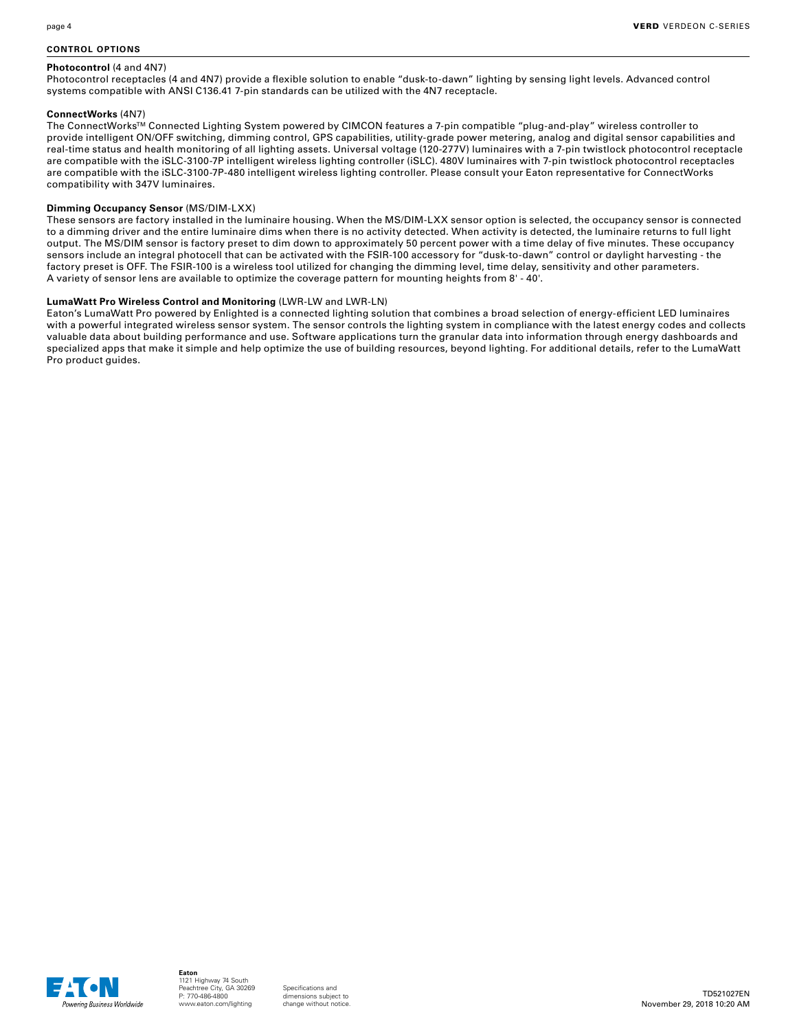## CONTROL OPTIONS

**Photocontrol** (4 and 4N7)
Photocontrol receptacles (4 and 4N7) provide a flexible solution to enable "dusk-to-dawn" lighting by sensing light levels. Advanced control systems compatible with ANSI C136.41 7-pin standards can be utilized with the 4N7 receptacle.

**ConnectWorks** (4N7)
The ConnectWorks™ Connected Lighting System powered by CIMCON features a 7-pin compatible "plug-and-play" wireless controller to provide intelligent ON/OFF switching, dimming control, GPS capabilities, utility-grade power metering, analog and digital sensor capabilities and real-time status and health monitoring of all lighting assets. Universal voltage (120-277V) luminaires with a 7-pin twistlock photocontrol receptacle are compatible with the iSLC-3100-7P intelligent wireless lighting controller (iSLC). 480V luminaires with 7-pin twistlock photocontrol receptacles are compatible with the iSLC-3100-7P-480 intelligent wireless lighting controller. Please consult your Eaton representative for ConnectWorks compatibility with 347V luminaires.

**Dimming Occupancy Sensor** (MS/DIM-LXX)
These sensors are factory installed in the luminaire housing. When the MS/DIM-LXX sensor option is selected, the occupancy sensor is connected to a dimming driver and the entire luminaire dims when there is no activity detected. When activity is detected, the luminaire returns to full light output. The MS/DIM sensor is factory preset to dim down to approximately 50 percent power with a time delay of five minutes. These occupancy sensors include an integral photocell that can be activated with the FSIR-100 accessory for "dusk-to-dawn" control or daylight harvesting - the factory preset is OFF. The FSIR-100 is a wireless tool utilized for changing the dimming level, time delay, sensitivity and other parameters. A variety of sensor lens are available to optimize the coverage pattern for mounting heights from 8' - 40'.

**LumaWatt Pro Wireless Control and Monitoring** (LWR-LW and LWR-LN)
Eaton's LumaWatt Pro powered by Enlighted is a connected lighting solution that combines a broad selection of energy-efficient LED luminaires with a powerful integrated wireless sensor system. The sensor controls the lighting system in compliance with the latest energy codes and collects valuable data about building performance and use. Software applications turn the granular data into information through energy dashboards and specialized apps that make it simple and help optimize the use of building resources, beyond lighting. For additional details, refer to the LumaWatt Pro product guides.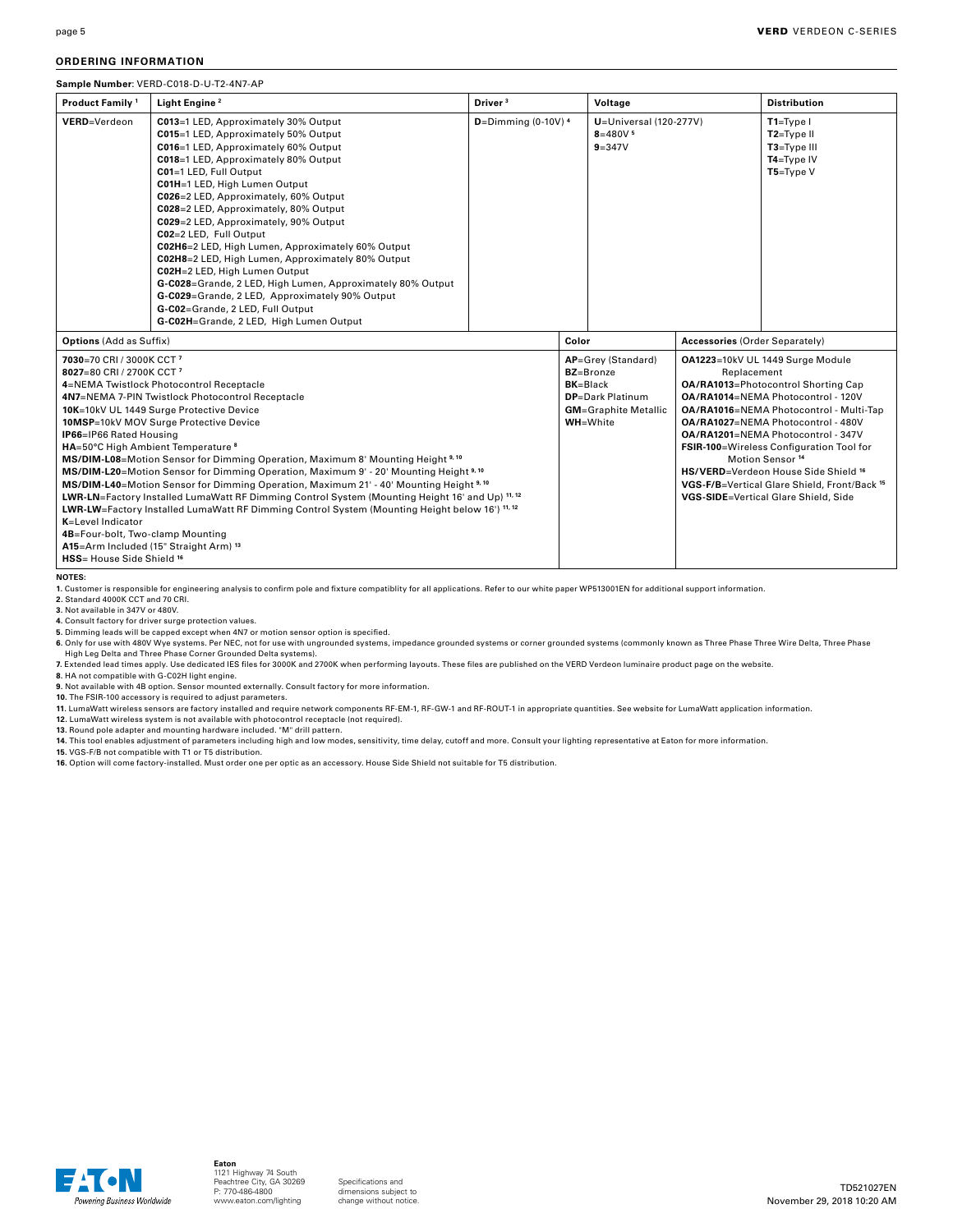## ORDERING INFORMATION

**Sample Number**: VERD-C018-D-U-T2-4N7-AP

| Product Family [1] | Light Engine [2] | Driver [3] | Voltage | Distribution |
|---|---|---|---|---|
| **VERD**=Verdeon | **C013**=1 LED, Approximately 30% Output<br>**C015**=1 LED, Approximately 50% Output<br>**C016**=1 LED, Approximately 60% Output<br>**C018**=1 LED, Approximately 80% Output<br>**C01**=1 LED, Full Output<br>**C01H**=1 LED, High Lumen Output<br>**C026**=2 LED, Approximately, 60% Output<br>**C028**=2 LED, Approximately, 80% Output<br>**C029**=2 LED, Approximately, 90% Output<br>**C02**=2 LED, Full Output<br>**C02H6**=2 LED, High Lumen, Approximately 60% Output<br>**C02H8**=2 LED, High Lumen, Approximately 80% Output<br>**C02H**=2 LED, High Lumen Output<br>**G-C028**=Grande, 2 LED, High Lumen, Approximately 80% Output<br>**G-C029**=Grande, 2 LED, Approximately 90% Output<br>**G-C02**=Grande, 2 LED, Full Output<br>**G-C02H**=Grande, 2 LED, High Lumen Output | **D**=Dimming (0-10V) [4] | **U**=Universal (120-277V)<br>**8**=480V [5]<br>**9**=347V | **T1**=Type I<br>**T2**=Type II<br>**T3**=Type III<br>**T4**=Type IV<br>**T5**=Type V |

| Options (Add as Suffix) | Color | Accessories (Order Separately) |
|---|---|---|
| **7030**=70 CRI / 3000K CCT [7]<br>**8027**=80 CRI / 2700K CCT [7]<br>**4**=NEMA Twistlock Photocontrol Receptacle<br>**4N7**=NEMA 7-PIN Twistlock Photocontrol Receptacle<br>**10K**=10kV UL 1449 Surge Protective Device<br>**10MSP**=10kV MOV Surge Protective Device<br>**IP66**=IP66 Rated Housing<br>**HA**=50°C High Ambient Temperature [8]<br>**MS/DIM-L08**=Motion Sensor for Dimming Operation, Maximum 8' Mounting Height [9, 10]<br>**MS/DIM-L20**=Motion Sensor for Dimming Operation, Maximum 9' - 20' Mounting Height [9, 10]<br>**MS/DIM-L40**=Motion Sensor for Dimming Operation, Maximum 21' - 40' Mounting Height [9, 10]<br>**LWR-LN**=Factory Installed LumaWatt RF Dimming Control System (Mounting Height 16' and Up) [11, 12]<br>**LWR-LW**=Factory Installed LumaWatt RF Dimming Control System (Mounting Height below 16') [11, 12]<br>**K**=Level Indicator<br>**4B**=Four-bolt, Two-clamp Mounting<br>**A15**=Arm Included (15" Straight Arm) [13]<br>**HSS**= House Side Shield [16] | **AP**=Grey (Standard)<br>**BZ**=Bronze<br>**BK**=Black<br>**DP**=Dark Platinum<br>**GM**=Graphite Metallic<br>**WH**=White | **OA1223**=10kV UL 1449 Surge Module Replacement<br>**OA/RA1013**=Photocontrol Shorting Cap<br>**OA/RA1014**=NEMA Photocontrol - 120V<br>**OA/RA1016**=NEMA Photocontrol - Multi-Tap<br>**OA/RA1027**=NEMA Photocontrol - 480V<br>**OA/RA1201**=NEMA Photocontrol - 347V<br>**FSIR-100**=Wireless Configuration Tool for Motion Sensor [14]<br>**HS/VERD**=Verdeon House Side Shield [16]<br>**VGS-F/B**=Vertical Glare Shield, Front/Back [15]<br>**VGS-SIDE**=Vertical Glare Shield, Side |

**NOTES:**

1. Customer is responsible for engineering analysis to confirm pole and fixture compatiblity for all applications. Refer to our white paper WP513001EN for additional support information.
2. Standard 4000K CCT and 70 CRI.
3. Not available in 347V or 480V.
4. Consult factory for driver surge protection values.
5. Dimming leads will be capped except when 4N7 or motion sensor option is specified.
6. Only for use with 480V Wye systems. Per NEC, not for use with ungrounded systems, impedance grounded systems or corner grounded systems (commonly known as Three Phase Three Wire Delta, Three Phase High Leg Delta and Three Phase Corner Grounded Delta systems).
7. Extended lead times apply. Use dedicated IES files for 3000K and 2700K when performing layouts. These files are published on the VERD Verdeon luminaire product page on the website.
8. HA not compatible with G-C02H light engine.
9. Not available with 4B option. Sensor mounted externally. Consult factory for more information.
10. The FSIR-100 accessory is required to adjust parameters.
11. LumaWatt wireless sensors are factory installed and require network components RF-EM-1, RF-GW-1 and RF-ROUT-1 in appropriate quantities. See website for LumaWatt application information.
12. LumaWatt wireless system is not available with photocontrol receptacle (not required).
13. Round pole adapter and mounting hardware included. "M" drill pattern.
14. This tool enables adjustment of parameters including high and low modes, sensitivity, time delay, cutoff and more. Consult your lighting representative at Eaton for more information.
15. VGS-F/B not compatible with T1 or T5 distribution.
16. Option will come factory-installed. Must order one per optic as an accessory. House Side Shield not suitable for T5 distribution.

Eaton
1121 Highway 74 South
Peachtree City, GA 30269
P: 770-486-4800
www.eaton.com/lighting

Specifications and dimensions subject to change without notice.

TD521027EN
November 29, 2018 10:20 AM